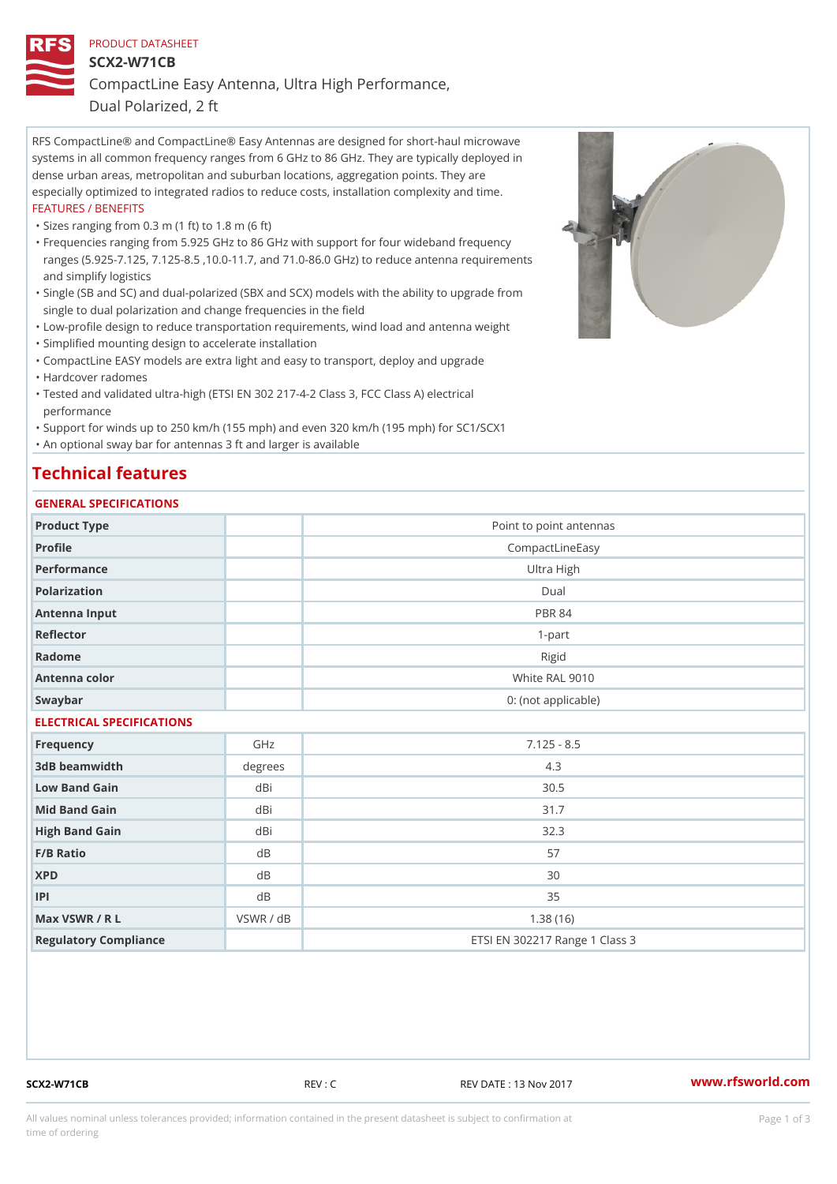PRODUCT DATASHEET

# SCX2-W71CB

## CompactLine Easy Antenna, Ultra High Performance, Dual Polarized, 2 ft

RFS CompactLine® and CompactLine® Easy Antennas are designed for short-haul microwave systems in all common frequency ranges from 6 GHz to 86 GHz. They are typically deployed in dense urban areas, metropolitan and suburban locations, aggregation points. They are especially optimized to integrated radios to reduce costs, installation complexity and time.

FEATURES / BENEFITS

- Sizes ranging from 0.3 m (1 ft) to 1.8 m (6 ft)
- Frequencies ranging from 5.925 GHz to 86 GHz with support for four wideband frequency ranges (5.925-7.125, 7.125-8.5 ,10.0-11.7, and 71.0-86.0 GHz) to reduce antenna requirements and simplify logistics
- Single (SB and SC) and dual-polarized (SBX and SCX) models with the ability to upgrade from single to dual polarization and change frequencies in the field
- Low-profile design to reduce transportation requirements, wind load and antenna weight
- Simplified mounting design to accelerate installation
- CompactLine EASY models are extra light and easy to transport, deploy and upgrade
- Hardcover radomes
- Tested and validated ultra-high (ETSI EN 302 217-4-2 Class 3, FCC Class A) electrical performance
- Support for winds up to 250 km/h (155 mph) and even 320 km/h (195 mph) for SC1/SCX1
- An optional sway bar for antennas 3 ft and larger is available

## Technical features

### GENERAL SPECIFICATIONS

| | | |
|---|---|---|
| Product Type | | Point to point antennas |
| Profile | | CompactLineEasy |
| Performance | | Ultra High |
| Polarization | | Dual |
| Antenna Input | | PBR 84 |
| Reflector | | 1-part |
| Radome | | Rigid |
| Antenna color | | White RAL 9010 |
| Swaybar | | 0: (not applicable) |

### ELECTRICAL SPECIFICATIONS

| | | |
|---|---|---|
| Frequency | GHz | 7.125 - 8.5 |
| 3dB beamwidth | degrees | 4.3 |
| Low Band Gain | dBi | 30.5 |
| Mid Band Gain | dBi | 31.7 |
| High Band Gain | dBi | 32.3 |
| F/B Ratio | dB | 57 |
| XPD | dB | 30 |
| IPI | dB | 35 |
| Max VSWR / R L | VSWR / dB | 1.38 (16) |
| Regulatory Compliance | | ETSI EN 302217 Range 1 Class 3 |

SCX2-W71CB REV : C REV DATE : 13 Nov 2017 www.rfsworld.com

All values nominal unless tolerances provided; information contained in the present datasheet is subject to confirmation at time of ordering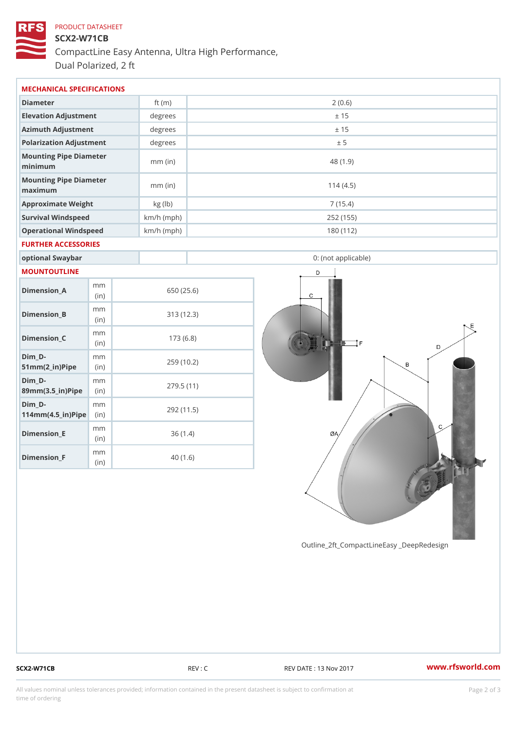PRODUCT DATASHEET

# SCX2-W71CB

CompactLine Easy Antenna, Ultra High Performance, Dual Polarized, 2 ft

## MECHANICAL SPECIFICATIONS

| | | |
|---|---|---|
| Diameter | ft (m) | 2 (0.6) |
| Elevation Adjustment | degrees | ± 15 |
| Azimuth Adjustment | degrees | ± 15 |
| Polarization Adjustment | degrees | ± 5 |
| Mounting Pipe Diameter minimum | mm (in) | 48 (1.9) |
| Mounting Pipe Diameter maximum | mm (in) | 114 (4.5) |
| Approximate Weight | kg (lb) | 7 (15.4) |
| Survival Windspeed | km/h (mph) | 252 (155) |
| Operational Windspeed | km/h (mph) | 180 (112) |

## FURTHER ACCESSORIES

| | | |
|---|---|---|
| optional Swaybar | | 0: (not applicable) |

## MOUNTOUTLINE

| | | |
|---|---|---|
| Dimension_A | mm (in) | 650 (25.6) |
| Dimension_B | mm (in) | 313 (12.3) |
| Dimension_C | mm (in) | 173 (6.8) |
| Dim_D-51mm(2_in)Pipe | mm (in) | 259 (10.2) |
| Dim_D-89mm(3.5_in)Pipe | mm (in) | 279.5 (11) |
| Dim_D-114mm(4.5_in)Pipe | mm (in) | 292 (11.5) |
| Dimension_E | mm (in) | 36 (1.4) |
| Dimension_F | mm (in) | 40 (1.6) |

Outline_2ft_CompactLineEasy _DeepRedesign

SCX2-W71CB REV : C REV DATE : 13 Nov 2017 www.rfsworld.com

All values nominal unless tolerances provided; information contained in the present datasheet is subject to confirmation at time of ordering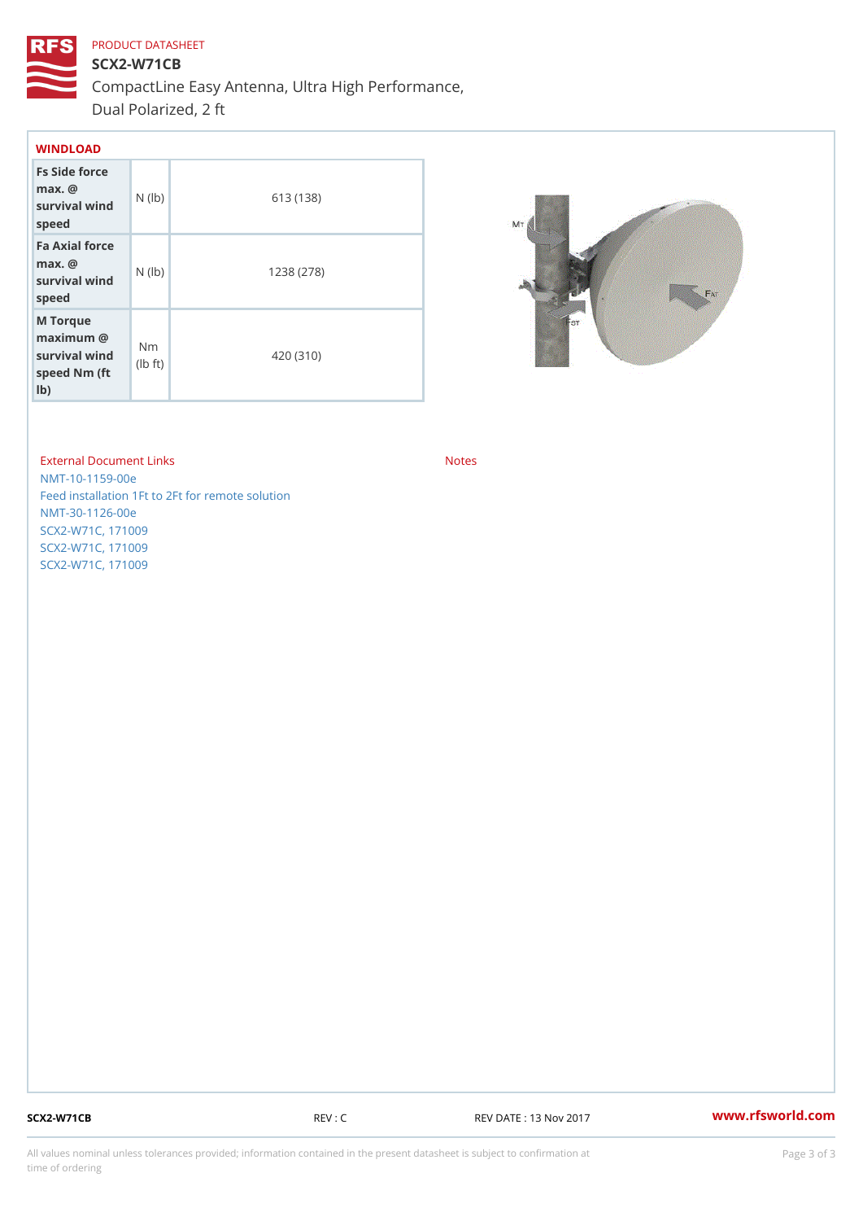PRODUCT DATASHEET

# SCX2-W71CB

CompactLine Easy Antenna, Ultra High Performance, Dual Polarized, 2 ft

## WINDLOAD

| | | |
|---|---|---|
| Fs Side force max. @ survival wind speed | N (lb) | 613 (138) |
| Fa Axial force max. @ survival wind speed | N (lb) | 1238 (278) |
| M Torque maximum @ survival wind speed Nm (ft lb) | Nm (lb ft) | 420 (310) |

MT
FAT
FST

### External Document Links

NMT-10-1159-00e
Feed installation 1Ft to 2Ft for remote solution
NMT-30-1126-00e
SCX2-W71C, 171009
SCX2-W71C, 171009
SCX2-W71C, 171009

### Notes

SCX2-W71CB REV : C REV DATE : 13 Nov 2017 www.rfsworld.com

All values nominal unless tolerances provided; information contained in the present datasheet is subject to confirmation at time of ordering